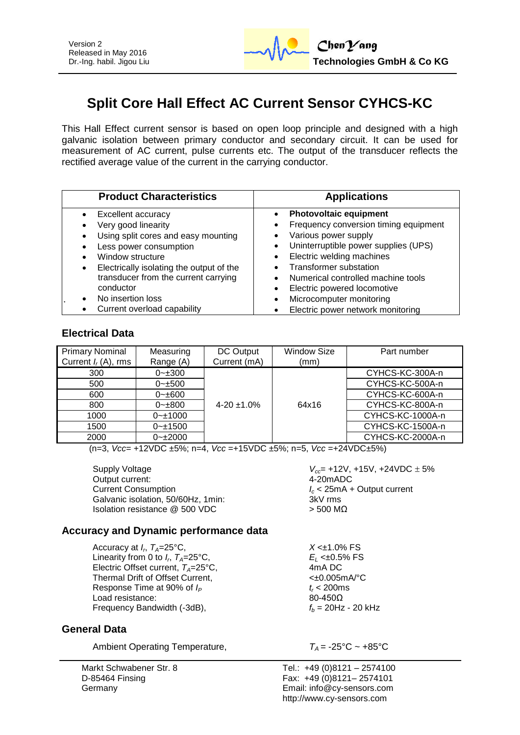Version 2
Released in May 2016
Dr.-Ing. habil. Jigou Liu

**ChenYang**
**Technologies GmbH & Co KG**

# Split Core Hall Effect AC Current Sensor CYHCS-KC

This Hall Effect current sensor is based on open loop principle and designed with a high galvanic isolation between primary conductor and secondary circuit. It can be used for measurement of AC current, pulse currents etc. The output of the transducer reflects the rectified average value of the current in the carrying conductor.

| Product Characteristics | Applications |
|---|---|
| • Excellent accuracy<br>• Very good linearity<br>• Using split cores and easy mounting<br>• Less power consumption<br>• Window structure<br>• Electrically isolating the output of the transducer from the current carrying conductor<br>• No insertion loss<br>• Current overload capability | • **Photovoltaic equipment**<br>• Frequency conversion timing equipment<br>• Various power supply<br>• Uninterruptible power supplies (UPS)<br>• Electric welding machines<br>• Transformer substation<br>• Numerical controlled machine tools<br>• Electric powered locomotive<br>• Microcomputer monitoring<br>• Electric power network monitoring |

## Electrical Data

| Primary Nominal Current $I_r$ (A), rms | Measuring Range (A) | DC Output Current (mA) | Window Size (mm) | Part number |
|---|---|---|---|---|
| 300 | 0~±300 | 4-20 ±1.0% | 64x16 | CYHCS-KC-300A-n |
| 500 | 0~±500 | | | CYHCS-KC-500A-n |
| 600 | 0~±600 | | | CYHCS-KC-600A-n |
| 800 | 0~±800 | | | CYHCS-KC-800A-n |
| 1000 | 0~±1000 | | | CYHCS-KC-1000A-n |
| 1500 | 0~±1500 | | | CYHCS-KC-1500A-n |
| 2000 | 0~±2000 | | | CYHCS-KC-2000A-n |

(n=3, *Vcc*= +12VDC ±5%; n=4, *Vcc* =+15VDC ±5%; n=5, *Vcc* =+24VDC±5%)

| | |
|---|---|
| Supply Voltage | $V_{cc}$= +12V, +15V, +24VDC ± 5% |
| Output current: | 4-20mADC |
| Current Consumption | $I_c$ < 25mA + Output current |
| Galvanic isolation, 50/60Hz, 1min: | 3kV rms |
| Isolation resistance @ 500 VDC | > 500 MΩ |

## Accuracy and Dynamic performance data

| | |
|---|---|
| Accuracy at $I_r$, $T_A$=25°C, | $X$ <±1.0% FS |
| Linearity from 0 to $I_r$, $T_A$=25°C, | $E_L$ <±0.5% FS |
| Electric Offset current, $T_A$=25°C, | 4mA DC |
| Thermal Drift of Offset Current, | <±0.005mA/°C |
| Response Time at 90% of $I_P$ | $t_r$ < 200ms |
| Load resistance: | 80-450Ω |
| Frequency Bandwidth (-3dB), | $f_b$ = 20Hz - 20 kHz |

## General Data

| | |
|---|---|
| Ambient Operating Temperature, | $T_A$ = -25°C ~ +85°C |

Markt Schwabener Str. 8
D-85464 Finsing
Germany

Tel.: +49 (0)8121 – 2574100
Fax: +49 (0)8121– 2574101
Email: info@cy-sensors.com
http://www.cy-sensors.com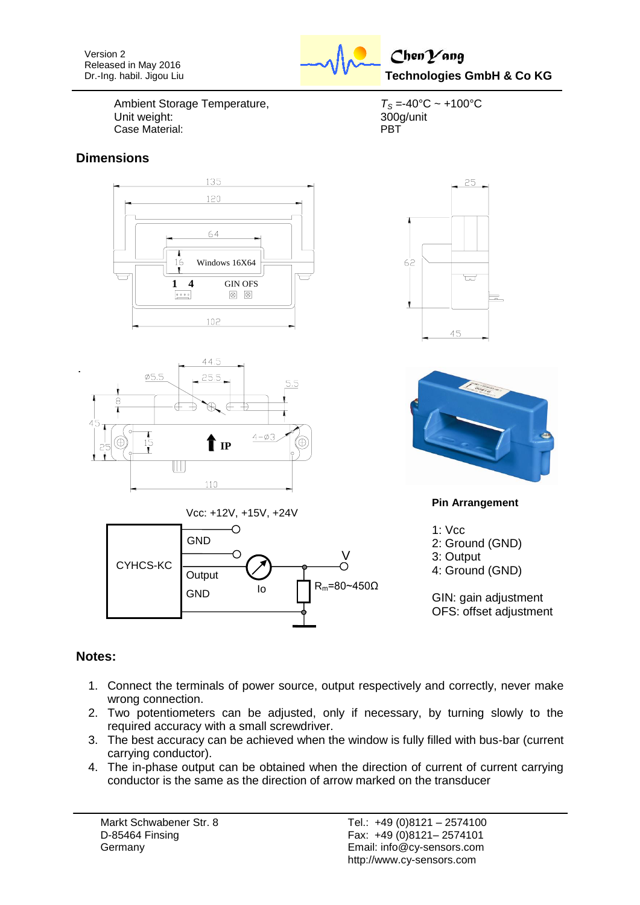| | |
|---|---|
| Ambient Storage Temperature, | $T_S$ =-40°C ~ +100°C |
| Unit weight: | 300g/unit |
| Case Material: | PBT |

## Dimensions

135
120
64
16
Windows 16X64
1 4
GIN OFS
102

25
62
45

44.5
ø5.5
25.5
5.5
8
45
25
15
4-ø3
IP
110

Vcc: +12V, +15V, +24V

CYHCS-KC
GND
Output
GND
Io
V
$R_m$=80~450Ω

**Pin Arrangement**

1: Vcc
2: Ground (GND)
3: Output
4: Ground (GND)

GIN: gain adjustment
OFS: offset adjustment

## Notes:

1. Connect the terminals of power source, output respectively and correctly, never make wrong connection.
2. Two potentiometers can be adjusted, only if necessary, by turning slowly to the required accuracy with a small screwdriver.
3. The best accuracy can be achieved when the window is fully filled with bus-bar (current carrying conductor).
4. The in-phase output can be obtained when the direction of current of current carrying conductor is the same as the direction of arrow marked on the transducer